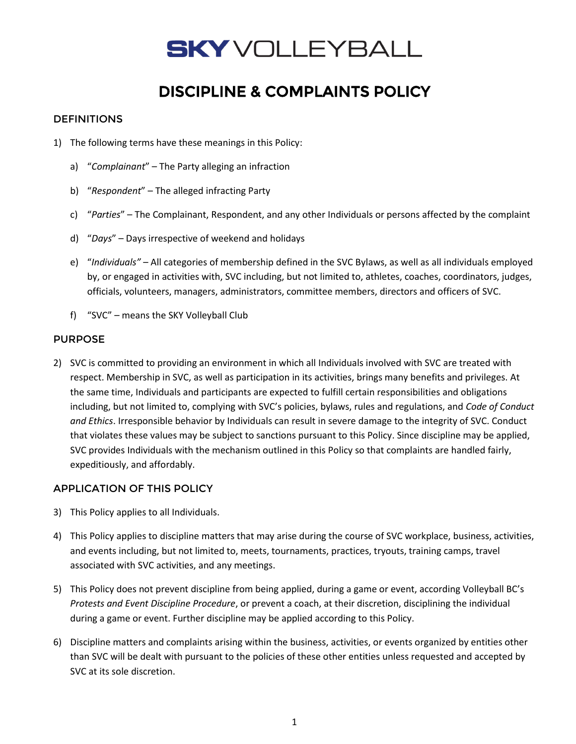# SKY VOLLEYBALL

# DISCIPLINE & COMPLAINTS POLICY

## DEFINITIONS

1) The following terms have these meanings in this Policy:

   a) "*Complainant*" – The Party alleging an infraction

   b) "*Respondent*" – The alleged infracting Party

   c) "*Parties*" – The Complainant, Respondent, and any other Individuals or persons affected by the complaint

   d) "*Days*" – Days irrespective of weekend and holidays

   e) "*Individuals"* – All categories of membership defined in the SVC Bylaws, as well as all individuals employed by, or engaged in activities with, SVC including, but not limited to, athletes, coaches, coordinators, judges, officials, volunteers, managers, administrators, committee members, directors and officers of SVC.

   f) "SVC" – means the SKY Volleyball Club

## PURPOSE

2) SVC is committed to providing an environment in which all Individuals involved with SVC are treated with respect. Membership in SVC, as well as participation in its activities, brings many benefits and privileges. At the same time, Individuals and participants are expected to fulfill certain responsibilities and obligations including, but not limited to, complying with SVC's policies, bylaws, rules and regulations, and *Code of Conduct and Ethics*. Irresponsible behavior by Individuals can result in severe damage to the integrity of SVC. Conduct that violates these values may be subject to sanctions pursuant to this Policy. Since discipline may be applied, SVC provides Individuals with the mechanism outlined in this Policy so that complaints are handled fairly, expeditiously, and affordably.

## APPLICATION OF THIS POLICY

3) This Policy applies to all Individuals.

4) This Policy applies to discipline matters that may arise during the course of SVC workplace, business, activities, and events including, but not limited to, meets, tournaments, practices, tryouts, training camps, travel associated with SVC activities, and any meetings.

5) This Policy does not prevent discipline from being applied, during a game or event, according Volleyball BC's *Protests and Event Discipline Procedure*, or prevent a coach, at their discretion, disciplining the individual during a game or event. Further discipline may be applied according to this Policy.

6) Discipline matters and complaints arising within the business, activities, or events organized by entities other than SVC will be dealt with pursuant to the policies of these other entities unless requested and accepted by SVC at its sole discretion.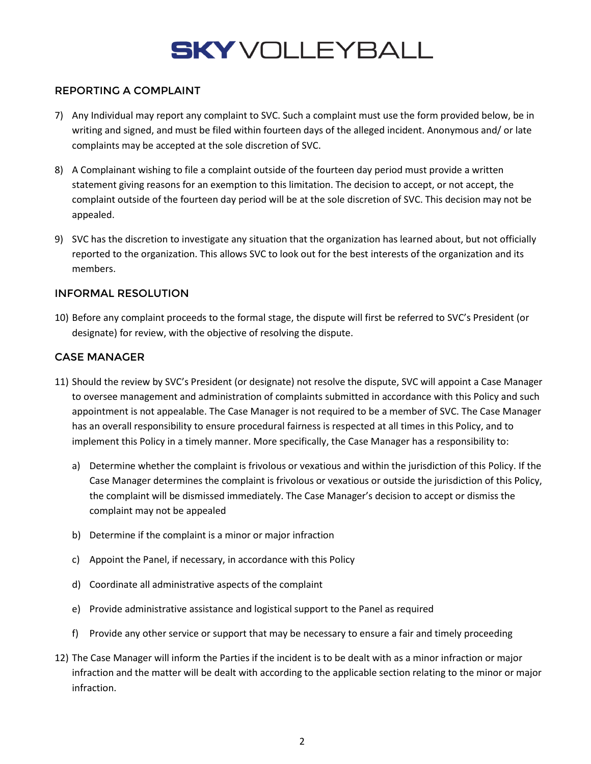## REPORTING A COMPLAINT

7) Any Individual may report any complaint to SVC. Such a complaint must use the form provided below, be in writing and signed, and must be filed within fourteen days of the alleged incident. Anonymous and/ or late complaints may be accepted at the sole discretion of SVC.

8) A Complainant wishing to file a complaint outside of the fourteen day period must provide a written statement giving reasons for an exemption to this limitation. The decision to accept, or not accept, the complaint outside of the fourteen day period will be at the sole discretion of SVC. This decision may not be appealed.

9) SVC has the discretion to investigate any situation that the organization has learned about, but not officially reported to the organization. This allows SVC to look out for the best interests of the organization and its members.

## INFORMAL RESOLUTION

10) Before any complaint proceeds to the formal stage, the dispute will first be referred to SVC's President (or designate) for review, with the objective of resolving the dispute.

## CASE MANAGER

11) Should the review by SVC's President (or designate) not resolve the dispute, SVC will appoint a Case Manager to oversee management and administration of complaints submitted in accordance with this Policy and such appointment is not appealable. The Case Manager is not required to be a member of SVC. The Case Manager has an overall responsibility to ensure procedural fairness is respected at all times in this Policy, and to implement this Policy in a timely manner. More specifically, the Case Manager has a responsibility to:

    a) Determine whether the complaint is frivolous or vexatious and within the jurisdiction of this Policy. If the Case Manager determines the complaint is frivolous or vexatious or outside the jurisdiction of this Policy, the complaint will be dismissed immediately. The Case Manager's decision to accept or dismiss the complaint may not be appealed

    b) Determine if the complaint is a minor or major infraction

    c) Appoint the Panel, if necessary, in accordance with this Policy

    d) Coordinate all administrative aspects of the complaint

    e) Provide administrative assistance and logistical support to the Panel as required

    f) Provide any other service or support that may be necessary to ensure a fair and timely proceeding

12) The Case Manager will inform the Parties if the incident is to be dealt with as a minor infraction or major infraction and the matter will be dealt with according to the applicable section relating to the minor or major infraction.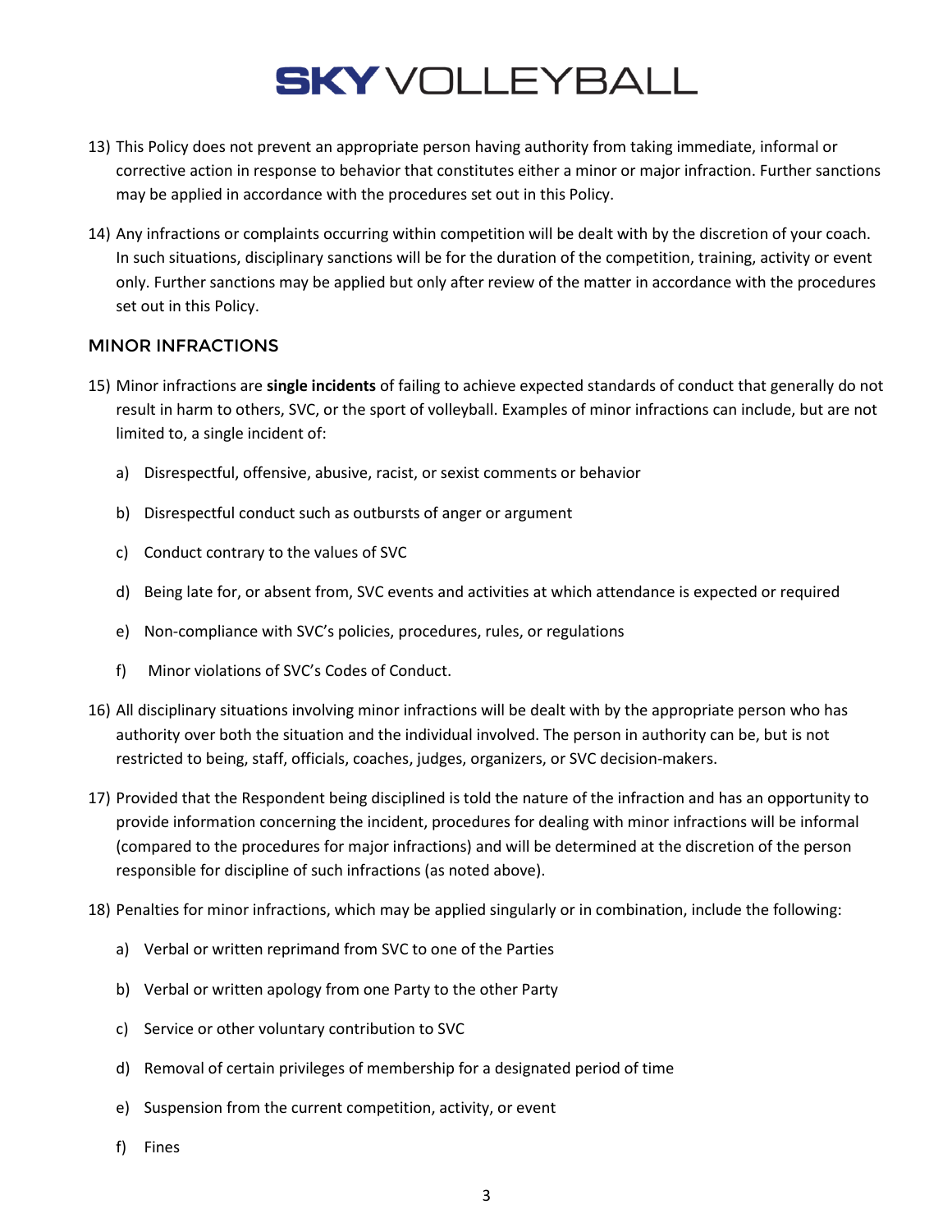13) This Policy does not prevent an appropriate person having authority from taking immediate, informal or corrective action in response to behavior that constitutes either a minor or major infraction. Further sanctions may be applied in accordance with the procedures set out in this Policy.

14) Any infractions or complaints occurring within competition will be dealt with by the discretion of your coach. In such situations, disciplinary sanctions will be for the duration of the competition, training, activity or event only. Further sanctions may be applied but only after review of the matter in accordance with the procedures set out in this Policy.

## MINOR INFRACTIONS

15) Minor infractions are **single incidents** of failing to achieve expected standards of conduct that generally do not result in harm to others, SVC, or the sport of volleyball. Examples of minor infractions can include, but are not limited to, a single incident of:

    a) Disrespectful, offensive, abusive, racist, or sexist comments or behavior

    b) Disrespectful conduct such as outbursts of anger or argument

    c) Conduct contrary to the values of SVC

    d) Being late for, or absent from, SVC events and activities at which attendance is expected or required

    e) Non-compliance with SVC's policies, procedures, rules, or regulations

    f) Minor violations of SVC's Codes of Conduct.

16) All disciplinary situations involving minor infractions will be dealt with by the appropriate person who has authority over both the situation and the individual involved. The person in authority can be, but is not restricted to being, staff, officials, coaches, judges, organizers, or SVC decision-makers.

17) Provided that the Respondent being disciplined is told the nature of the infraction and has an opportunity to provide information concerning the incident, procedures for dealing with minor infractions will be informal (compared to the procedures for major infractions) and will be determined at the discretion of the person responsible for discipline of such infractions (as noted above).

18) Penalties for minor infractions, which may be applied singularly or in combination, include the following:

    a) Verbal or written reprimand from SVC to one of the Parties

    b) Verbal or written apology from one Party to the other Party

    c) Service or other voluntary contribution to SVC

    d) Removal of certain privileges of membership for a designated period of time

    e) Suspension from the current competition, activity, or event

    f) Fines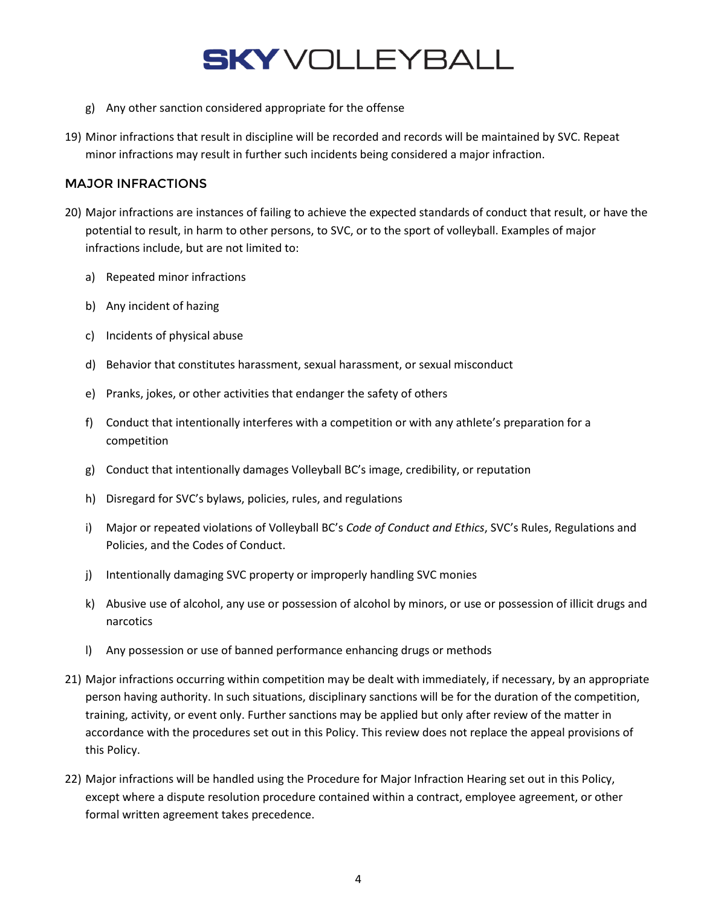g) Any other sanction considered appropriate for the offense

19) Minor infractions that result in discipline will be recorded and records will be maintained by SVC. Repeat minor infractions may result in further such incidents being considered a major infraction.

## MAJOR INFRACTIONS

20) Major infractions are instances of failing to achieve the expected standards of conduct that result, or have the potential to result, in harm to other persons, to SVC, or to the sport of volleyball. Examples of major infractions include, but are not limited to:

    a) Repeated minor infractions

    b) Any incident of hazing

    c) Incidents of physical abuse

    d) Behavior that constitutes harassment, sexual harassment, or sexual misconduct

    e) Pranks, jokes, or other activities that endanger the safety of others

    f) Conduct that intentionally interferes with a competition or with any athlete's preparation for a competition

    g) Conduct that intentionally damages Volleyball BC's image, credibility, or reputation

    h) Disregard for SVC's bylaws, policies, rules, and regulations

    i) Major or repeated violations of Volleyball BC's *Code of Conduct and Ethics*, SVC's Rules, Regulations and Policies, and the Codes of Conduct.

    j) Intentionally damaging SVC property or improperly handling SVC monies

    k) Abusive use of alcohol, any use or possession of alcohol by minors, or use or possession of illicit drugs and narcotics

    l) Any possession or use of banned performance enhancing drugs or methods

21) Major infractions occurring within competition may be dealt with immediately, if necessary, by an appropriate person having authority. In such situations, disciplinary sanctions will be for the duration of the competition, training, activity, or event only. Further sanctions may be applied but only after review of the matter in accordance with the procedures set out in this Policy. This review does not replace the appeal provisions of this Policy.

22) Major infractions will be handled using the Procedure for Major Infraction Hearing set out in this Policy, except where a dispute resolution procedure contained within a contract, employee agreement, or other formal written agreement takes precedence.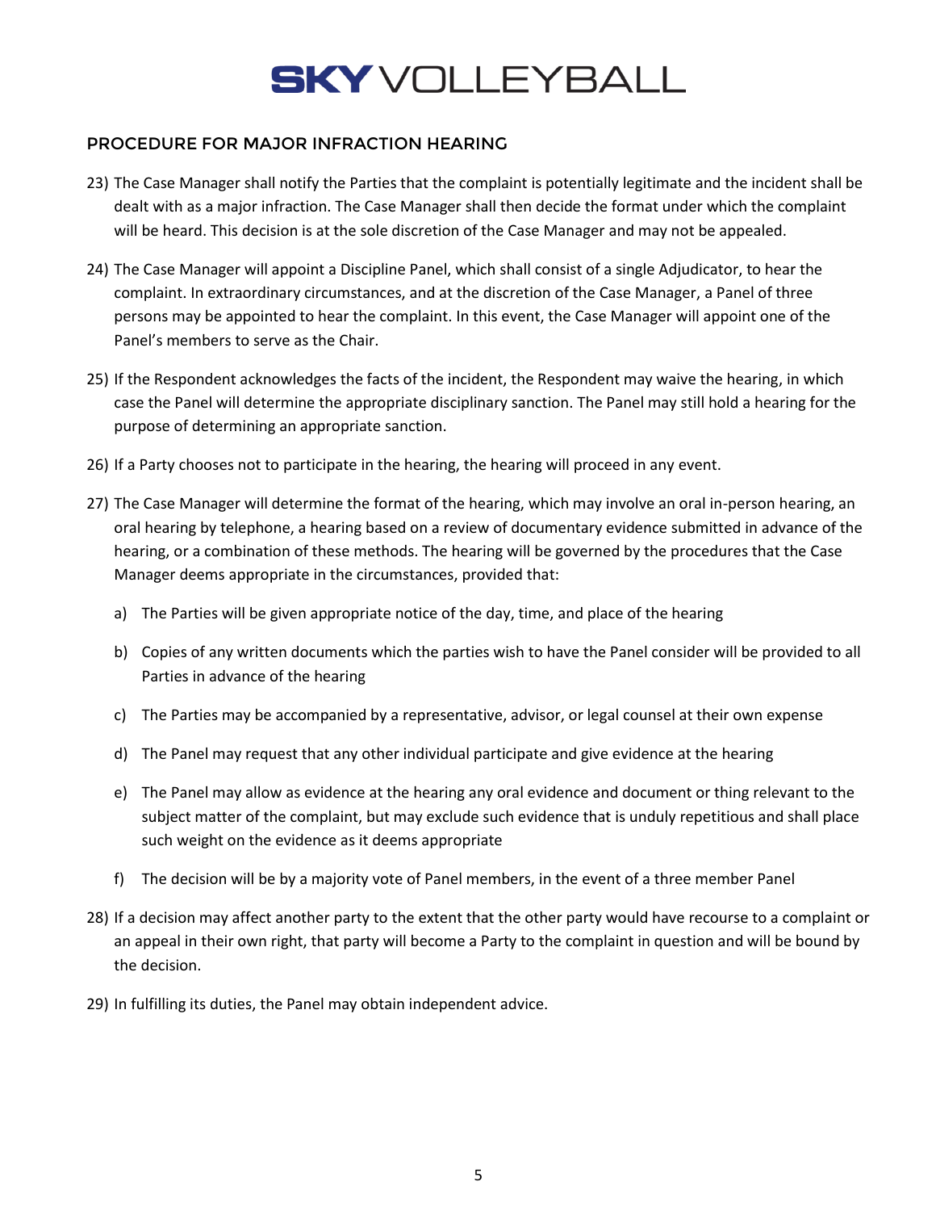## PROCEDURE FOR MAJOR INFRACTION HEARING

23) The Case Manager shall notify the Parties that the complaint is potentially legitimate and the incident shall be dealt with as a major infraction. The Case Manager shall then decide the format under which the complaint will be heard. This decision is at the sole discretion of the Case Manager and may not be appealed.

24) The Case Manager will appoint a Discipline Panel, which shall consist of a single Adjudicator, to hear the complaint. In extraordinary circumstances, and at the discretion of the Case Manager, a Panel of three persons may be appointed to hear the complaint. In this event, the Case Manager will appoint one of the Panel's members to serve as the Chair.

25) If the Respondent acknowledges the facts of the incident, the Respondent may waive the hearing, in which case the Panel will determine the appropriate disciplinary sanction. The Panel may still hold a hearing for the purpose of determining an appropriate sanction.

26) If a Party chooses not to participate in the hearing, the hearing will proceed in any event.

27) The Case Manager will determine the format of the hearing, which may involve an oral in-person hearing, an oral hearing by telephone, a hearing based on a review of documentary evidence submitted in advance of the hearing, or a combination of these methods. The hearing will be governed by the procedures that the Case Manager deems appropriate in the circumstances, provided that:

    a) The Parties will be given appropriate notice of the day, time, and place of the hearing

    b) Copies of any written documents which the parties wish to have the Panel consider will be provided to all Parties in advance of the hearing

    c) The Parties may be accompanied by a representative, advisor, or legal counsel at their own expense

    d) The Panel may request that any other individual participate and give evidence at the hearing

    e) The Panel may allow as evidence at the hearing any oral evidence and document or thing relevant to the subject matter of the complaint, but may exclude such evidence that is unduly repetitious and shall place such weight on the evidence as it deems appropriate

    f) The decision will be by a majority vote of Panel members, in the event of a three member Panel

28) If a decision may affect another party to the extent that the other party would have recourse to a complaint or an appeal in their own right, that party will become a Party to the complaint in question and will be bound by the decision.

29) In fulfilling its duties, the Panel may obtain independent advice.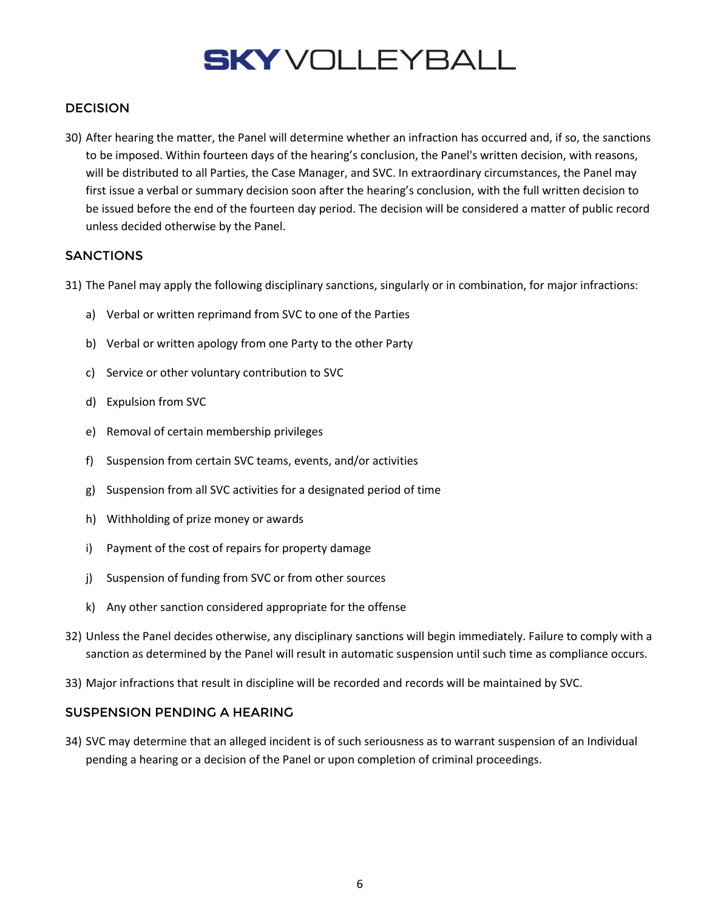## DECISION

30) After hearing the matter, the Panel will determine whether an infraction has occurred and, if so, the sanctions to be imposed. Within fourteen days of the hearing's conclusion, the Panel's written decision, with reasons, will be distributed to all Parties, the Case Manager, and SVC. In extraordinary circumstances, the Panel may first issue a verbal or summary decision soon after the hearing's conclusion, with the full written decision to be issued before the end of the fourteen day period. The decision will be considered a matter of public record unless decided otherwise by the Panel.

## SANCTIONS

31) The Panel may apply the following disciplinary sanctions, singularly or in combination, for major infractions:

   a) Verbal or written reprimand from SVC to one of the Parties

   b) Verbal or written apology from one Party to the other Party

   c) Service or other voluntary contribution to SVC

   d) Expulsion from SVC

   e) Removal of certain membership privileges

   f) Suspension from certain SVC teams, events, and/or activities

   g) Suspension from all SVC activities for a designated period of time

   h) Withholding of prize money or awards

   i) Payment of the cost of repairs for property damage

   j) Suspension of funding from SVC or from other sources

   k) Any other sanction considered appropriate for the offense

32) Unless the Panel decides otherwise, any disciplinary sanctions will begin immediately. Failure to comply with a sanction as determined by the Panel will result in automatic suspension until such time as compliance occurs.

33) Major infractions that result in discipline will be recorded and records will be maintained by SVC.

## SUSPENSION PENDING A HEARING

34) SVC may determine that an alleged incident is of such seriousness as to warrant suspension of an Individual pending a hearing or a decision of the Panel or upon completion of criminal proceedings.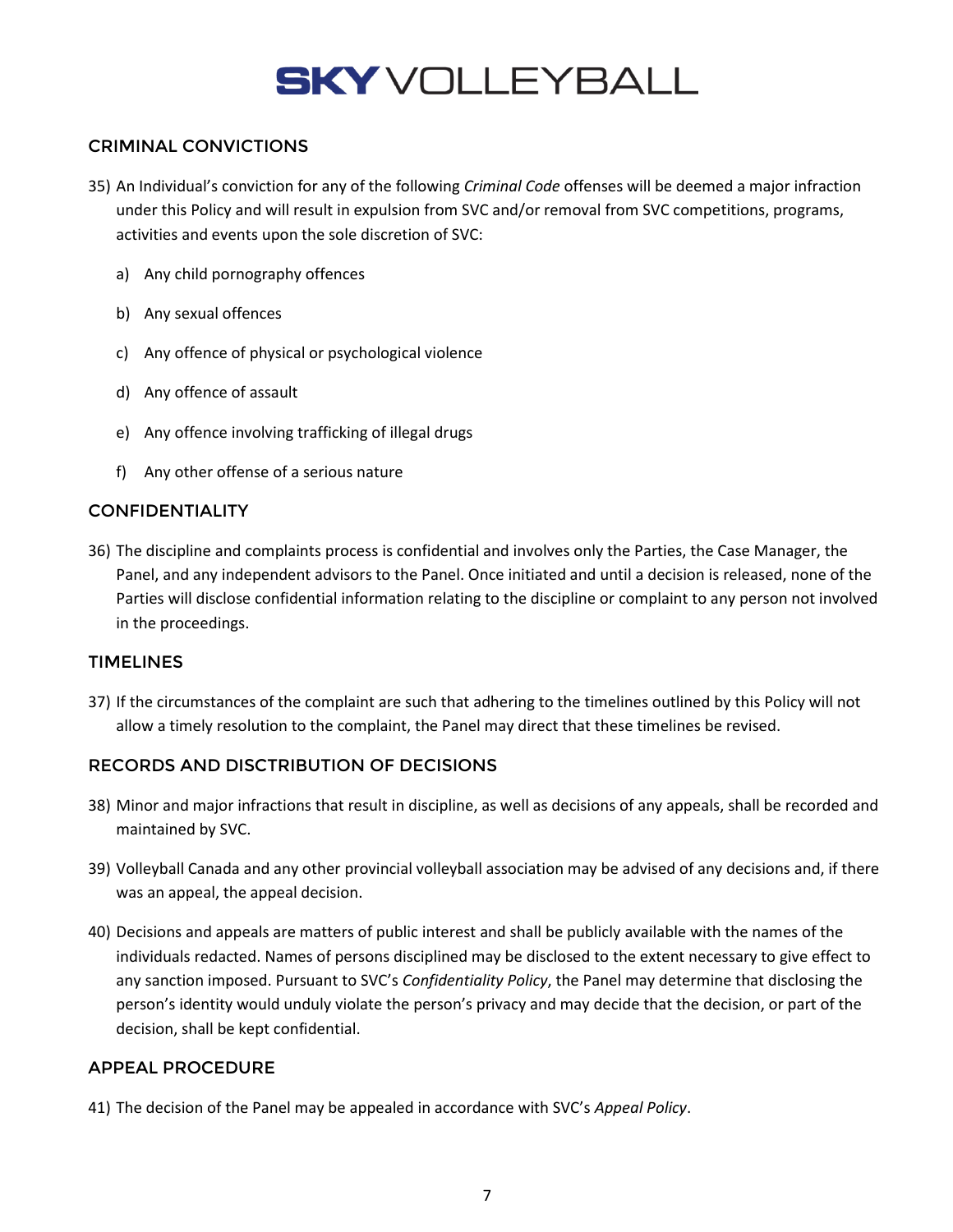## CRIMINAL CONVICTIONS

35) An Individual's conviction for any of the following *Criminal Code* offenses will be deemed a major infraction under this Policy and will result in expulsion from SVC and/or removal from SVC competitions, programs, activities and events upon the sole discretion of SVC:

   a) Any child pornography offences

   b) Any sexual offences

   c) Any offence of physical or psychological violence

   d) Any offence of assault

   e) Any offence involving trafficking of illegal drugs

   f) Any other offense of a serious nature

## CONFIDENTIALITY

36) The discipline and complaints process is confidential and involves only the Parties, the Case Manager, the Panel, and any independent advisors to the Panel. Once initiated and until a decision is released, none of the Parties will disclose confidential information relating to the discipline or complaint to any person not involved in the proceedings.

## TIMELINES

37) If the circumstances of the complaint are such that adhering to the timelines outlined by this Policy will not allow a timely resolution to the complaint, the Panel may direct that these timelines be revised.

## RECORDS AND DISCTRIBUTION OF DECISIONS

38) Minor and major infractions that result in discipline, as well as decisions of any appeals, shall be recorded and maintained by SVC.

39) Volleyball Canada and any other provincial volleyball association may be advised of any decisions and, if there was an appeal, the appeal decision.

40) Decisions and appeals are matters of public interest and shall be publicly available with the names of the individuals redacted. Names of persons disciplined may be disclosed to the extent necessary to give effect to any sanction imposed. Pursuant to SVC's *Confidentiality Policy*, the Panel may determine that disclosing the person's identity would unduly violate the person's privacy and may decide that the decision, or part of the decision, shall be kept confidential.

## APPEAL PROCEDURE

41) The decision of the Panel may be appealed in accordance with SVC's *Appeal Policy*.